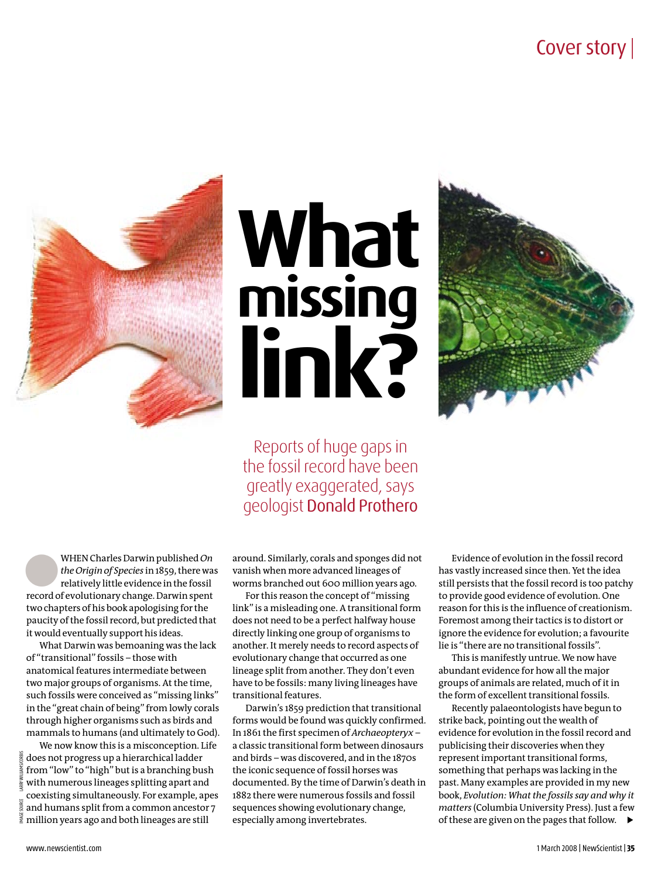# What missing link?

Reports of huge gaps in the fossil record have been greatly exaggerated, says geologist Donald Prothero

WHEN Charles Darwin published *On the Origin of Species* in 1859, there was relatively little evidence in the fossil record of evolutionary change. Darwin spent two chapters of his book apologising for the paucity of the fossil record, but predicted that it would eventually support his ideas.

What Darwin was bemoaning was the lack of "transitional" fossils – those with anatomical features intermediate between two major groups of organisms. At the time, such fossils were conceived as "missing links" in the "great chain of being" from lowly corals through higher organisms such as birds and mammals to humans (and ultimately to God).

We now know this is a misconception. Life does not progress up a hierarchical ladder from "low" to "high" but is a branching bush with numerous lineages splitting apart and coexisting simultaneously. For example, apes and humans split from a common ancestor 7 million years ago and both lineages are still around. Similarly, corals and sponges did not vanish when more advanced lineages of worms branched out 600 million years ago.

For this reason the concept of "missing link" is a misleading one. A transitional form does not need to be a perfect halfway house directly linking one group of organisms to another. It merely needs to record aspects of evolutionary change that occurred as one lineage split from another. They don't even have to be fossils: many living lineages have transitional features.

Darwin's 1859 prediction that transitional forms would be found was quickly confirmed. In 1861 the first specimen of *Archaeopteryx* – a classic transitional form between dinosaurs and birds – was discovered, and in the 1870s the iconic sequence of fossil horses was documented. By the time of Darwin's death in 1882 there were numerous fossils and fossil sequences showing evolutionary change, especially among invertebrates.

Evidence of evolution in the fossil record has vastly increased since then. Yet the idea still persists that the fossil record is too patchy to provide good evidence of evolution. One reason for this is the influence of creationism. Foremost among their tactics is to distort or ignore the evidence for evolution; a favourite lie is "there are no transitional fossils".

This is manifestly untrue. We now have abundant evidence for how all the major groups of animals are related, much of it in the form of excellent transitional fossils.

Recently palaeontologists have begun to strike back, pointing out the wealth of evidence for evolution in the fossil record and publicising their discoveries when they represent important transitional forms, something that perhaps was lacking in the past. Many examples are provided in my new book, *Evolution: What the fossils say and why it matters* (Columbia University Press). Just a few of these are given on the pages that follow. ▶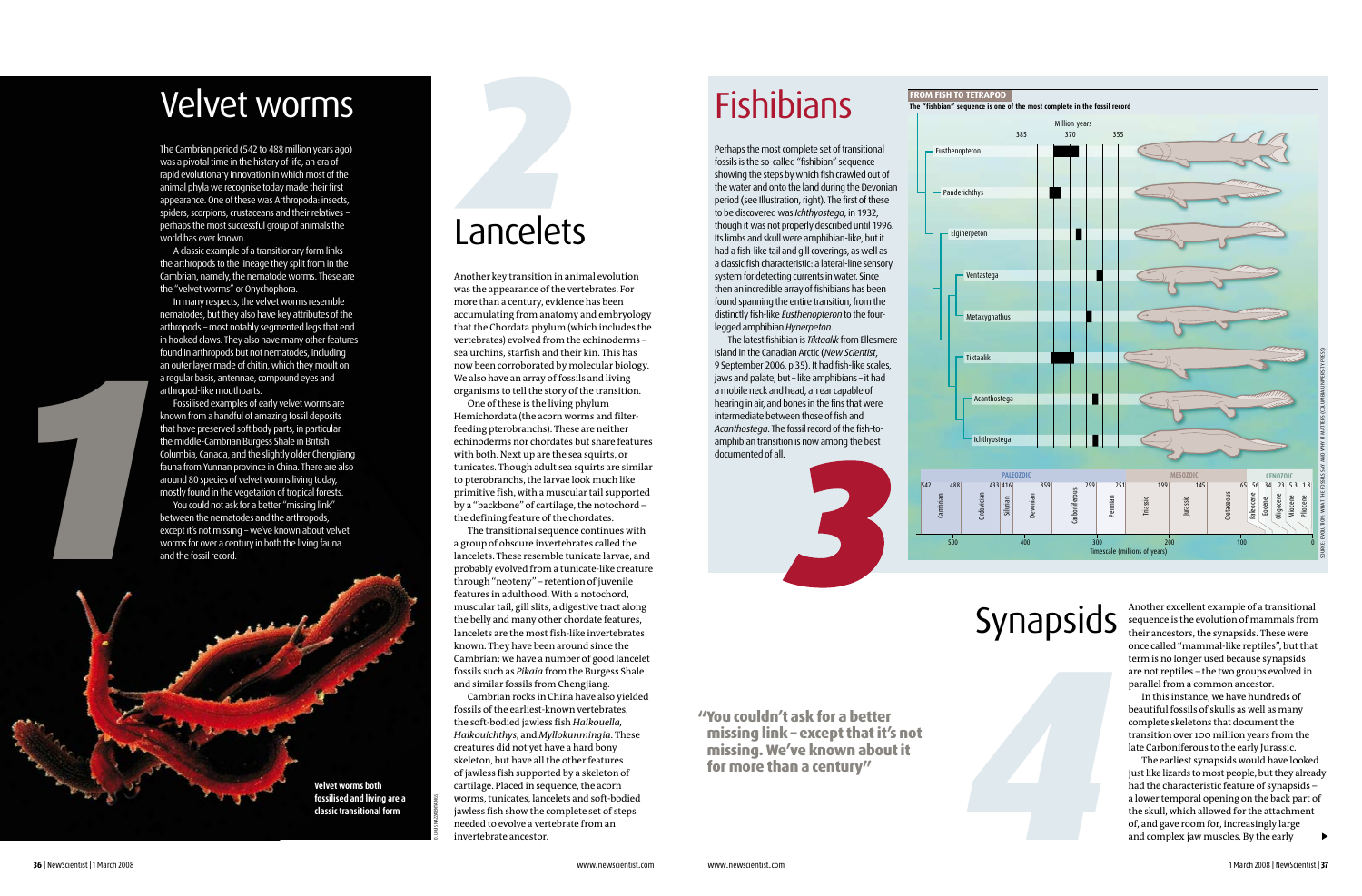# 1 Velvet worms

The Cambrian period (542 to 488 million years ago) was a pivotal time in the history of life, an era of rapid evolutionary innovation in which most of the animal phyla we recognise today made their first appearance. One of these was Arthropoda: insects, spiders, scorpions, crustaceans and their relatives – perhaps the most successful group of animals the world has ever known.

A classic example of a transitional form links the arthropods to the lineage they split from in the Cambrian, namely, the nematode worms. These are the "velvet worms" or Onychophora.

In many respects, the velvet worms resemble nematodes, but they also have key attributes of the arthropods – most notably segmented legs that end in hooked claws. They also have many other features found in arthropods but not nematodes, including an outer layer made of chitin, which they moult on a regular basis, antennae, compound eyes and arthropod-like mouthparts.

Fossilised examples of early velvet worms are known from a handful of amazing fossil deposits that have preserved soft body parts, in particular the middle-Cambrian Burgess Shale in British Columbia, Canada, and the slightly older Chengjiang fauna from Yunnan province in China. There are also around 80 species of velvet worms living today, mostly found in the vegetation of tropical forests.

You could not ask for a better "missing link" between the nematodes and the arthropods, except it's not missing – we've known about velvet worms for over a century in both the living fauna and the fossil record.

Velvet worms both fossilised and living are a classic transitional form

# 2 Lancelets

Another key transition in animal evolution was the appearance of the vertebrates. For more than a century, evidence has been accumulating from anatomy and embryology that the Chordata phylum (which includes the vertebrates) evolved from the echinoderms – sea urchins, starfish and their kin. This has now been corroborated by molecular biology. We also have an array of fossils and living organisms to tell the story of the transition.

One of these is the living phylum Hemichordata (the acorn worms and filter-feeding pterobranchs). These are neither echinoderms nor chordates but share features with both. Next up are the sea squirts, or tunicates. Though adult sea squirts are similar to pterobranchs, the larvae look much like primitive fish, with a muscular tail supported by a "backbone" of cartilage, the notochord – the defining feature of the chordates.

The transitional sequence continues with a group of obscure invertebrates called the lancelets. These resemble tunicate larvae, and probably evolved from a tunicate-like creature through "neoteny" – retention of juvenile features in adulthood. With a notochord, muscular tail, gill slits, a digestive tract along the belly and many other chordate features, lancelets are the most fish-like invertebrates known. They have been around since the Cambrian: we have a number of good lancelet fossils such as *Pikaia* from the Burgess Shale and similar fossils from Chengjiang.

Cambrian rocks in China have also yielded fossils of the earliest-known vertebrates, the soft-bodied jawless fish *Haikouella*, *Haikouichthys*, and *Myllokunmingia*. These creatures did not yet have a hard bony skeleton, but have all the other features of jawless fish supported by a skeleton of cartilage. Placed in sequence, the acorn worms, tunicates, lancelets and soft-bodied jawless fish show the complete set of steps needed to evolve a vertebrate from an invertebrate ancestor.

# 3 Fishibians

Perhaps the most complete set of transitional fossils is the so-called "fishibian" sequence showing the steps by which fish crawled out of the water and onto the land during the Devonian period (see illustration, right). The first of these to be discovered was *Ichthyostega*, in 1932, though it was not properly described until 1996. Its limbs and skull were amphibian-like, but it had a fish-like tail and gill coverings, as well as a classic fish characteristic: a lateral-line sensory system for detecting currents in water. Since then an incredible array of fishibians has been found spanning the entire transition, from the distinctly fish-like *Eusthenopteron* to the four-legged amphibian *Hynerpeton*.

The latest fishibian is *Tiktaalik* from Ellesmere Island in the Canadian Arctic (*New Scientist*, 9 September 2006, p 35). It had fish-like scales, jaws and palate, but – like amphibians – it had a mobile neck and head, an ear capable of hearing in air, and bones in the fins that were intermediate between those of fish and *Acanthostega*. The fossil record of the fish-to-amphibian transition is now among the best documented of all.

**FROM FISH TO TETRAPOD**

**The "fishbian" sequence is one of the most complete in the fossil record**

Million years
385 370 355
Eusthenopteron
Panderichthys
Elginerpeton
Ventastega
Metaxygnathus
Tiktaalik
Acanthostega
Ichthyostega

PALEOZOIC MESOZOIC CENOZOIC
542 488 433 416 359 299 251 199 145 65 56 34 23 5.3 1.8
Cambrian Ordovician Silurian Devonian Carboniferous Permian Triassic Jurassic Cretaceous Paleocene Eocene Oligocene Miocene Pliocene
500 400 300 200 100 0
Timescale (millions of years)

SOURCE: EVOLUTION: WHAT THE FOSSILS SAY AND WHY IT MATTERS (COLUMBIA UNIVERSITY PRESS)

**"You couldn't ask for a better missing link – except that it's not missing. We've known about it for more than a century"**

# 4 Synapsids

Another excellent example of a transitional sequence is the evolution of mammals from their ancestors, the synapsids. These were once called "mammal-like reptiles", but that term is no longer used because synapsids are not reptiles – the two groups evolved in parallel from a common ancestor.

In this instance, we have hundreds of beautiful fossils of skulls as well as many complete skeletons that document the transition over 100 million years from the late Carboniferous to the early Jurassic.

The earliest synapsids would have looked just like lizards to most people, but they already had the characteristic feature of synapsids – a lower temporal opening on the back part of the skull, which allowed for the attachment of, and gave room for, increasingly large and complex jaw muscles. By the early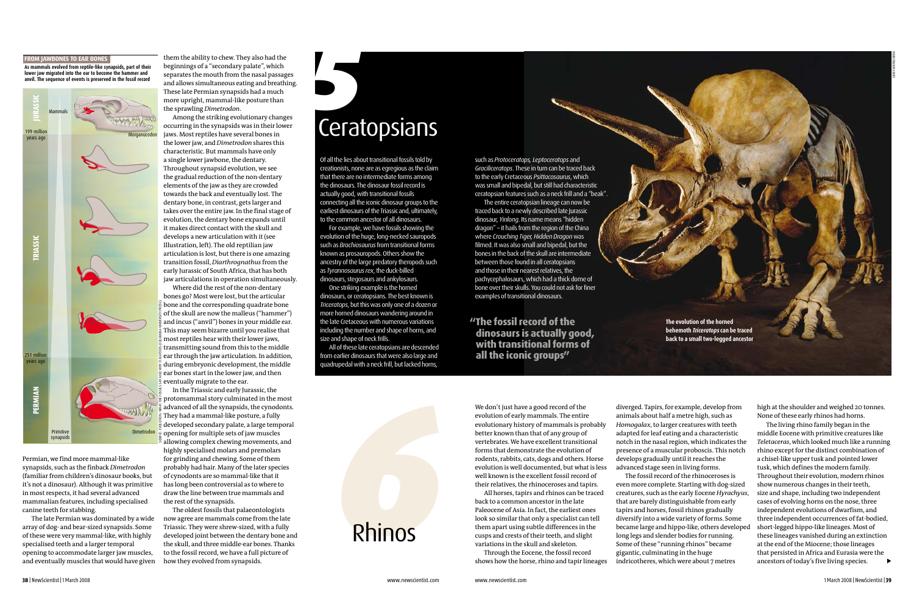**FROM JAWBONES TO EAR BONES**

**As mammals evolved from reptile-like synapsids, part of their lower jaw migrated into the ear to become the hammer and anvil. The sequence of events is preserved in the fossil record**

JURASSIC

Mammals

Morganucodon

199 million years ago

TRIASSIC

251 million years ago

PERMIAN

Primitive synapsids

Dimetrodon

SOURCE: EVOLUTION: WHAT THE FOSSILS SAY AND WHY IT MATTERS (COLUMBIA UNIVERSITY PRESS)

Permian, we find more mammal-like synapsids, such as the finback *Dimetrodon* (familiar from children's dinosaur books, but it's not a dinosaur). Although it was primitive in most respects, it had several advanced mammalian features, including specialised canine teeth for stabbing.

The late Permian was dominated by a wide array of dog- and bear-sized synapsids. Some of these were very mammal-like, with highly specialised teeth and a larger temporal opening to accommodate larger jaw muscles, and eventually muscles that would have given them the ability to chew. They also had the beginnings of a "secondary palate", which separates the mouth from the nasal passages and allows simultaneous eating and breathing. These late Permian synapsids had a much more upright, mammal-like posture than the sprawling *Dimetrodon*.

Among the striking evolutionary changes occurring in the synapsids was in their lower jaws. Most reptiles have several bones in the lower jaw, and *Dimetrodon* shares this characteristic. But mammals have only a single lower jawbone, the dentary. Throughout synapsid evolution, we see the gradual reduction of the non-dentary elements of the jaw as they are crowded towards the back and eventually lost. The dentary bone, in contrast, gets larger and takes over the entire jaw. In the final stage of evolution, the dentary bone expands until it makes direct contact with the skull and develops a new articulation with it (see Illustration, left). The old reptilian jaw articulation is lost, but there is one amazing transition fossil, *Diarthrognathus* from the early Jurassic of South Africa, that has both jaw articulations in operation simultaneously.

Where did the rest of the non-dentary bones go? Most were lost, but the articular bone and the corresponding quadrate bone of the skull are now the malleus ("hammer") and incus ("anvil") bones in your middle ear. This may seem bizarre until you realise that most reptiles hear with their lower jaws, transmitting sound from this to the middle ear through the jaw articulation. In addition, during embryonic development, the middle ear bones start in the lower jaw, and then eventually migrate to the ear.

In the Triassic and early Jurassic, the protomammal story culminated in the most advanced of all the synapsids, the cynodonts. They had a mammal-like posture, a fully developed secondary palate, a large temporal opening for multiple sets of jaw muscles allowing complex chewing movements, and highly specialised molars and premolars for grinding and chewing. Some of them probably had hair. Many of the later species of cynodonts are so mammal-like that it has long been controversial as to where to draw the line between true mammals and the rest of the synapsids.

The oldest fossils that palaeontologists now agree are mammals come from the late Triassic. They were shrew-sized, with a fully developed joint between the dentary bone and the skull, and three middle-ear bones. Thanks to the fossil record, we have a full picture of how they evolved from synapsids.

# 5 Ceratopsians

Of all the lies about transitional fossils told by creationists, none are as egregious as the claim that there are no intermediate forms among the dinosaurs. The dinosaur fossil record is actually good, with transitional fossils connecting all the iconic dinosaur groups to the earliest dinosaurs of the Triassic and, ultimately, to the common ancestor of all dinosaurs.

For example, we have fossils showing the evolution of the huge, long-necked sauropods such as *Brachiosaurus* from transitional forms known as prosauropods. Others show the ancestry of the large predatory theropods such as *Tyrannosaurus rex*, the duck-billed dinosaurs, stegosaurs and ankylosaurs.

One striking example is the horned dinosaurs, or ceratopsians. The best known is *Triceratops*, but this was only one of a dozen or more horned dinosaurs wandering around in the late Cretaceous with numerous variations including the number and shape of horns, and size and shape of neck frills.

All of these late ceratopsians are descended from earlier dinosaurs that were also large and quadrupedal with a neck frill, but lacked horns, such as *Protoceratops*, *Leptoceratops* and *Graciliceratops*. These in turn can be traced back to the early Cretaceous *Psittacosaurus*, which was small and bipedal, but still had characteristic ceratopsian features such as a neck frill and a "beak".

The entire ceratopsian lineage can now be traced back to a newly described late Jurassic dinosaur, *Yinlong*. Its name means "hidden dragon" – it hails from the region of the China where *Crouching Tiger, Hidden Dragon* was filmed. It was also small and bipedal, but the bones in the back of the skull are intermediate between those found in all ceratopsians and those in their nearest relatives, the pachycephalosaurs, which had a thick dome of bone over their skulls. You could not ask for finer examples of transitional dinosaurs.

**"The fossil record of the dinosaurs is actually good, with transitional forms of all the iconic groups"**

**The evolution of the horned behemoth *Triceratops* can be traced back to a small two-legged ancestor**

# 6 Rhinos

We don't just have a good record of the evolution of early mammals. The entire evolutionary history of mammals is probably better known than that of any group of vertebrates. We have excellent transitional forms that demonstrate the evolution of rodents, rabbits, cats, dogs and others. Horse evolution is well documented, but what is less well known is the excellent fossil record of their relatives, the rhinoceroses and tapirs.

All horses, tapirs and rhinos can be traced back to a common ancestor in the late Paleocene of Asia. In fact, the earliest ones look so similar that only a specialist can tell them apart using subtle differences in the cusps and crests of their teeth, and slight variations in the skull and skeleton.

Through the Eocene, the fossil record shows how the horse, rhino and tapir lineages diverged. Tapirs, for example, develop from animals about half a metre high, such as *Homogalax*, to larger creatures with teeth adapted for leaf eating and a characteristic notch in the nasal region, which indicates the presence of a muscular proboscis. This notch develops gradually until it reaches the advanced stage seen in living forms.

The fossil record of the rhinoceroses is even more complete. Starting with dog-sized creatures, such as the early Eocene *Hyrachyus*, that are barely distinguishable from early tapirs and horses, fossil rhinos gradually diversify into a wide variety of forms. Some became large and hippo-like, others developed long legs and slender bodies for running. Some of these "running rhinos" became gigantic, culminating in the huge indricotheres, which were about 7 metres high at the shoulder and weighed 20 tonnes. None of these early rhinos had horns.

The living rhino family began in the middle Eocene with primitive creatures like *Teletaceras*, which looked much like a running rhino except for the distinct combination of a chisel-like upper tusk and pointed lower tusk, which defines the modern family. Throughout their evolution, modern rhinos show numerous changes in their teeth, size and shape, including two independent cases of evolving horns on the nose, three independent evolutions of dwarfism, and three independent occurrences of fat-bodied, short-legged hippo-like lineages. Most of these lineages vanished during an extinction at the end of the Miocene; those lineages that persisted in Africa and Eurasia were the ancestors of today's five living species. ▶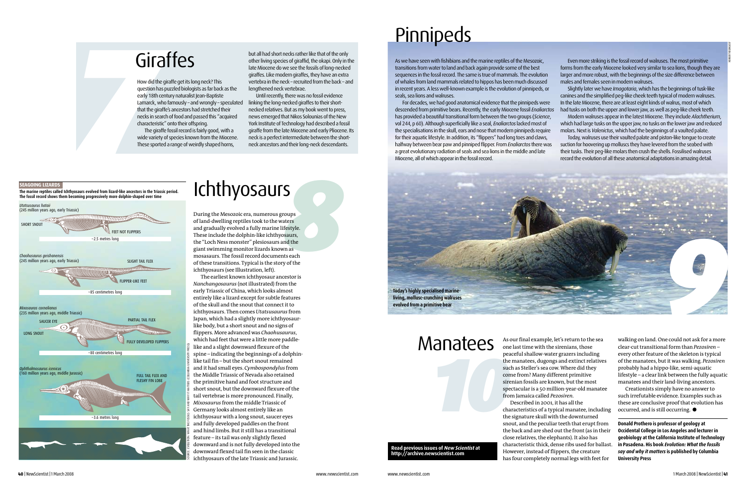# Giraffes

How did the giraffe get its long neck? This question has puzzled biologists as far back as the early 18th century naturalist Jean-Baptiste Lamarck, who famously – and wrongly – speculated that the giraffe's ancestors had stretched their necks in search of food and passed this "acquired characteristic" onto their offspring.

The giraffe fossil record is fairly good, with a wide variety of species known from the Miocene. These sported a range of weirdly shaped horns, but all had short necks rather like that of the only other living species of giraffid, the okapi. Only in the late Miocene do we see the fossils of long-necked giraffes. Like modern giraffes, they have an extra vertebra in the neck – recruited from the back – and lengthened neck vertebrae.

Until recently, there was no fossil evidence linking the long-necked giraffes to their short-necked relatives. But as my book went to press, news emerged that Nikos Solounias of the New York Institute of Technology had described a fossil giraffe from the late Miocene and early Pliocene. Its neck is a perfect intermediate between the short-neck ancestors and their long-neck descendants.

**SEAGOING LIZARDS**

**The marine reptiles called Ichthyosaurs evolved from lizard-like ancestors in the Triassic period. The fossil record shows them becoming progressively more dolphin-shaped over time**

*Utatsusaurus hataii*
(245 million years ago, early Triassic)
SHORT SNOUT
FEET NOT FLIPPERS
~2.5 metres long

*Chaohusaurus geishanensis*
(245 million years ago, early Triassic)
SLIGHT TAIL FLEX
FLIPPER-LIKE FEET
~85 centimetres long

*Mixosaurus cornalianus*
(235 million years ago, middle Triassic)
SAUCER EYE
PARTIAL TAIL FLEX
LONG SNOUT
FULLY DEVELOPED FLIPPERS
~80 centimetres long

*Ophthalmosaurus icenicus*
(160 million years ago, middle Jurassic)
FULL TAIL FLEX AND FLESHY FIN LOBE
~3.6 metres long

SOURCE: EVOLUTION: WHAT THE FOSSILS SAY AND WHY IT MATTERS (COLUMBIA UNIVERSITY PRESS)

# Ichthyosaurs

During the Mesozoic era, numerous groups of land-dwelling reptiles took to the waters and gradually evolved a fully marine lifestyle. These include the dolphin-like ichthyosaurs, the "Loch Ness monster" plesiosaurs and the giant swimming monitor lizards known as mosasaurs. The fossil record documents each of these transitions. Typical is the story of the ichthyosaurs (see Illustration, left).

The earliest known ichthyosaur ancestor is *Nanchangosaurus* (not illustrated) from the early Triassic of China, which looks almost entirely like a lizard except for subtle features of the skull and the snout that connect it to ichthyosaurs. Then comes *Utatsusaurus* from Japan, which had a slightly more ichthyosaur-like body, but a short snout and no signs of flippers. More advanced was *Chaohusaurus*, which had feet that were a little more paddle-like and a slight downward flexure of the spine – indicating the beginnings of a dolphin-like tail fin – but the short snout remained and it had small eyes. *Cymbospondylus* from the Middle Triassic of Nevada also retained the primitive hand and foot structure and short snout, but the downward flexure of the tail vertebrae is more pronounced. Finally, *Mixosaurus* from the middle Triassic of Germany looks almost entirely like an ichthyosaur with a long snout, saucer eyes and fully developed paddles on the front and hind limbs. But it still has a transitional feature – its tail was only slightly flexed downward and is not fully developed into the downward flexed tail fin seen in the classic ichthyosaurs of the late Triassic and Jurassic.

# Pinnipeds

As we have seen with fishibians and the marine reptiles of the Mesozoic, transitions from water to land and back again provide some of the best sequences in the fossil record. The same is true of mammals. The evolution of whales from land mammals related to hippos has been much discussed in recent years. A less well-known example is the evolution of pinnipeds, or seals, sea lions and walruses.

For decades, we had good anatomical evidence that the pinnipeds were descended from primitive bears. Recently, the early Miocene fossil *Enaliarctos* has provided a beautiful transitional form between the two groups (*Science*, vol 244, p 60). Although superficially like a seal, *Enaliarctos* lacked most of the specialisations in the skull, ears and nose that modern pinnipeds require for their aquatic lifestyle. In addition, its "flippers" had long toes and claws, halfway between bear paw and pinniped flipper. From *Enaliarctos* there was a great evolutionary radiation of seals and sea lions in the middle and late Miocene, all of which appear in the fossil record.

Even more striking is the fossil record of walruses. The most primitive forms from the early Miocene looked very similar to sea lions, though they are larger and more robust, with the beginnings of the size difference between males and females seen in modern walruses.

Slightly later we have *Imagotaria*, which has the beginnings of tusk-like canines and the simplified peg-like cheek teeth typical of modern walruses. In the late Miocene, there are at least eight kinds of walrus, most of which had tusks on both the upper and lower jaw, as well as peg-like cheek teeth.

Modern walruses appear in the latest Miocene. They include *Alachtherium*, which had large tusks on the upper jaw, no tusks on the lower jaw and reduced molars. Next is *Valenictus*, which had the beginnings of a vaulted palate.

Today, walruses use their vaulted palate and piston-like tongue to create suction for hoovering up molluscs they have levered from the seabed with their tusks. Their peg-like molars then crush the shells. Fossilised walruses record the evolution of all these anatomical adaptations in amazing detail.

**Today's highly specialised marine-living, mollusc-crunching walruses evolved from a primitive bear**

# Manatees

As our final example, let's return to the sea one last time with the sirenians, those peaceful shallow-water grazers including the manatees, dugongs and extinct relatives such as Steller's sea cow. Where did they come from? Many different primitive sirenian fossils are known, but the most spectacular is a 50 million-year-old manatee from Jamaica called *Pezosiren*.

Described in 2001, it has all the characteristics of a typical manatee, including the signature skull with the downturned snout, and the peculiar teeth that erupt from the back and are shed out the front (as in their close relatives, the elephants). It also has characteristic thick, dense ribs used for ballast. However, instead of flippers, the creature has four completely normal legs with feet for walking on land. One could not ask for a more clear-cut transitional form than *Pezosiren* – every other feature of the skeleton is typical of the manatees, but it was walking. *Pezosiren* probably had a hippo-like, semi-aquatic lifestyle – a clear link between the fully aquatic manatees and their land-living ancestors.

Creationists simply have no answer to such irrefutable evidence. Examples such as these are conclusive proof that evolution has occurred, and is still occurring. ●

**Read previous issues of *New Scientist* at http://archive.newscientist.com**

**Donald Prothero is professor of geology at Occidental College in Los Angeles and lecturer in geobiology at the California Institute of Technology in Pasadena. His book *Evolution: What the fossils say and why it matters* is published by Columbia University Press**